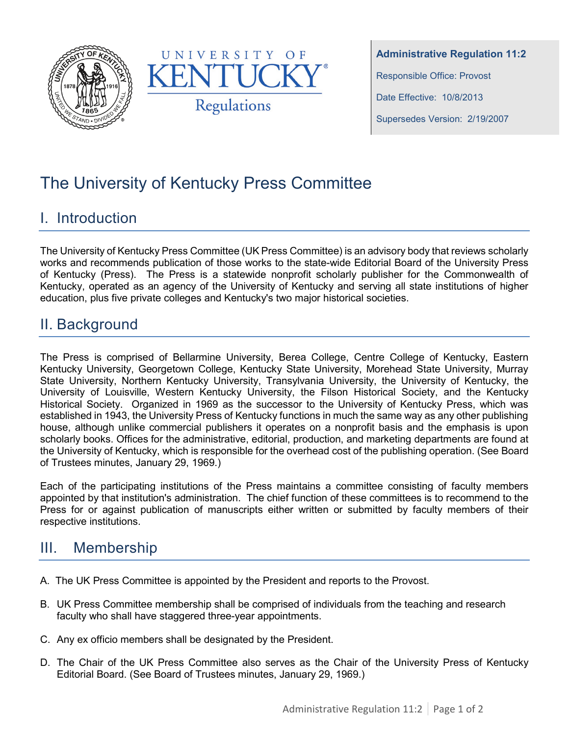UNIVERSITY OF KENTUCKY Regulations

**Administrative Regulation 11:2**

Responsible Office: Provost

Date Effective: 10/8/2013

Supersedes Version: 2/19/2007

# The University of Kentucky Press Committee

## I. Introduction

The University of Kentucky Press Committee (UK Press Committee) is an advisory body that reviews scholarly works and recommends publication of those works to the state-wide Editorial Board of the University Press of Kentucky (Press). The Press is a statewide nonprofit scholarly publisher for the Commonwealth of Kentucky, operated as an agency of the University of Kentucky and serving all state institutions of higher education, plus five private colleges and Kentucky's two major historical societies.

## II. Background

The Press is comprised of Bellarmine University, Berea College, Centre College of Kentucky, Eastern Kentucky University, Georgetown College, Kentucky State University, Morehead State University, Murray State University, Northern Kentucky University, Transylvania University, the University of Kentucky, the University of Louisville, Western Kentucky University, the Filson Historical Society, and the Kentucky Historical Society. Organized in 1969 as the successor to the University of Kentucky Press, which was established in 1943, the University Press of Kentucky functions in much the same way as any other publishing house, although unlike commercial publishers it operates on a nonprofit basis and the emphasis is upon scholarly books. Offices for the administrative, editorial, production, and marketing departments are found at the University of Kentucky, which is responsible for the overhead cost of the publishing operation. (See Board of Trustees minutes, January 29, 1969.)

Each of the participating institutions of the Press maintains a committee consisting of faculty members appointed by that institution's administration. The chief function of these committees is to recommend to the Press for or against publication of manuscripts either written or submitted by faculty members of their respective institutions.

## III. Membership

A. The UK Press Committee is appointed by the President and reports to the Provost.

B. UK Press Committee membership shall be comprised of individuals from the teaching and research faculty who shall have staggered three-year appointments.

C. Any ex officio members shall be designated by the President.

D. The Chair of the UK Press Committee also serves as the Chair of the University Press of Kentucky Editorial Board. (See Board of Trustees minutes, January 29, 1969.)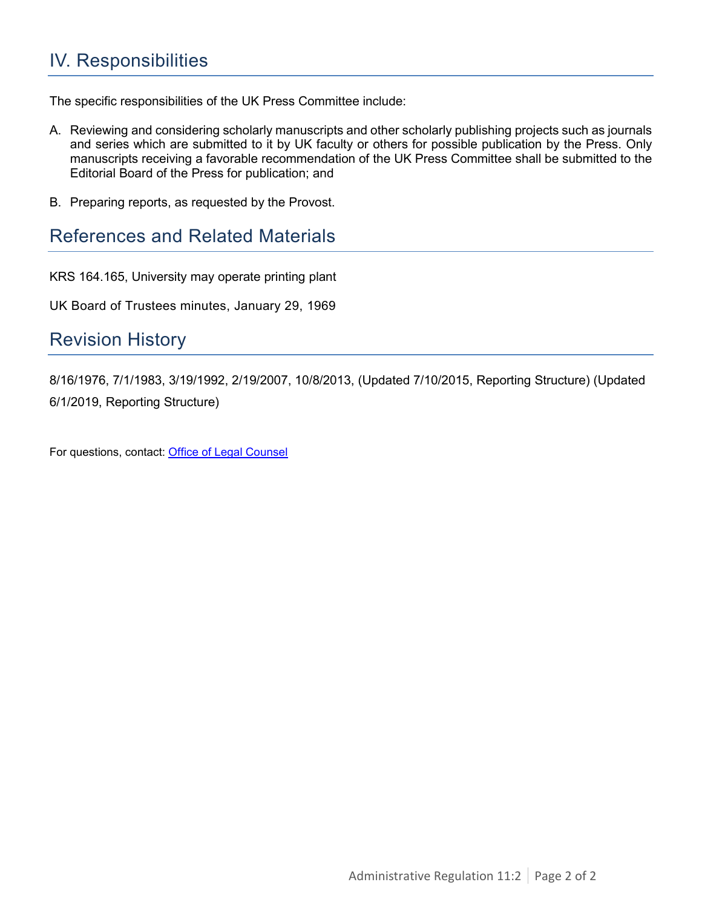## IV. Responsibilities

The specific responsibilities of the UK Press Committee include:

A. Reviewing and considering scholarly manuscripts and other scholarly publishing projects such as journals and series which are submitted to it by UK faculty or others for possible publication by the Press. Only manuscripts receiving a favorable recommendation of the UK Press Committee shall be submitted to the Editorial Board of the Press for publication; and

B. Preparing reports, as requested by the Provost.

## References and Related Materials

KRS 164.165, University may operate printing plant

UK Board of Trustees minutes, January 29, 1969

## Revision History

8/16/1976, 7/1/1983, 3/19/1992, 2/19/2007, 10/8/2013, (Updated 7/10/2015, Reporting Structure) (Updated 6/1/2019, Reporting Structure)

For questions, contact: [Office of Legal Counsel]()